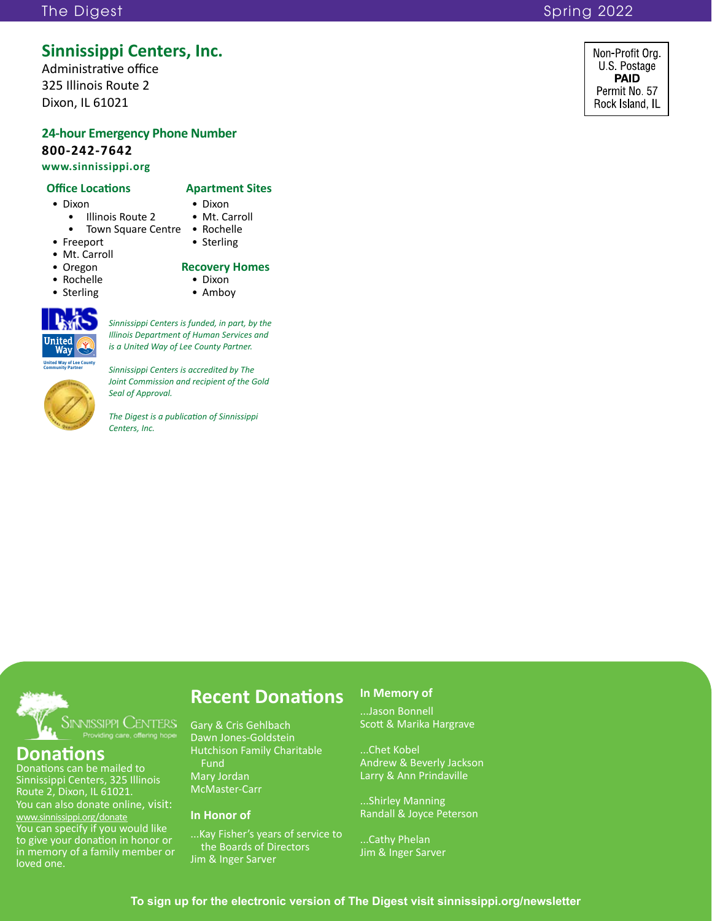# Sinnissippi Centers, Inc.

Administrative office
325 Illinois Route 2
Dixon, IL 61021

Non-Profit Org.
U.S. Postage
**PAID**
Permit No. 57
Rock Island, IL

### 24-hour Emergency Phone Number

**800-242-7642**

**www.sinnissippi.org**

### Office Locations

- Dixon
  - Illinois Route 2
  - Town Square Centre
- Freeport
- Mt. Carroll
- Oregon
- Rochelle
- Sterling

### Apartment Sites

- Dixon
- Mt. Carroll
- Rochelle
- Sterling

### Recovery Homes

- Dixon
- Amboy

United Way of Lee County Community Partner

*Sinnissippi Centers is funded, in part, by the Illinois Department of Human Services and is a United Way of Lee County Partner.*

*Sinnissippi Centers is accredited by The Joint Commission and recipient of the Gold Seal of Approval.*

*The Digest is a publication of Sinnissippi Centers, Inc.*

Sinnissippi Centers
Providing care, offering hope

## Donations

Donations can be mailed to Sinnissippi Centers, 325 Illinois Route 2, Dixon, IL 61021.
You can also donate online, visit: www.sinnissippi.org/donate
You can specify if you would like to give your donation in honor or in memory of a family member or loved one.

## Recent Donations

Gary & Cris Gehlbach
Dawn Jones-Goldstein
Hutchison Family Charitable Fund
Mary Jordan
McMaster-Carr

### In Honor of

...Kay Fisher's years of service to the Boards of Directors
Jim & Inger Sarver

### In Memory of

...Jason Bonnell
Scott & Marika Hargrave

...Chet Kobel
Andrew & Beverly Jackson
Larry & Ann Prindaville

...Shirley Manning
Randall & Joyce Peterson

...Cathy Phelan
Jim & Inger Sarver

**To sign up for the electronic version of The Digest visit sinnissippi.org/newsletter**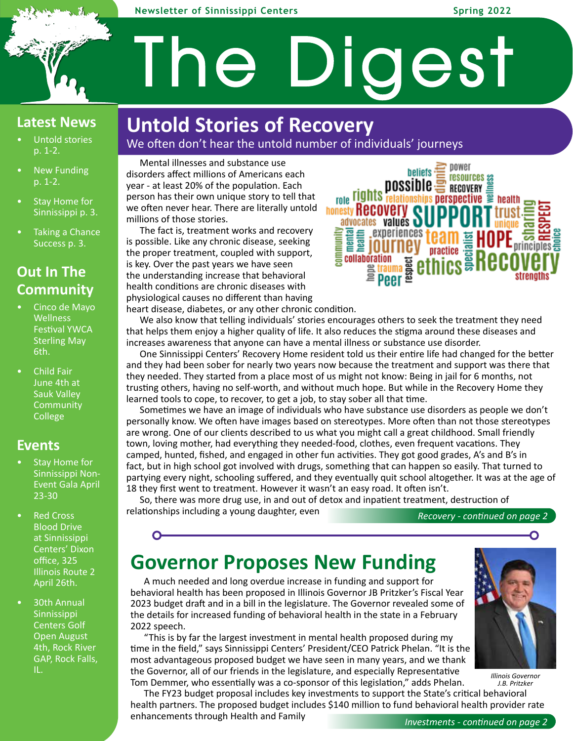Newsletter of Sinnissippi Centers    Spring 2022

# The Digest

## Latest News

- Untold stories p. 1-2.
- New Funding p. 1-2.
- Stay Home for Sinnissippi p. 3.
- Taking a Chance Success p. 3.

## Out In The Community

- Cinco de Mayo Wellness Festival YWCA Sterling May 6th.
- Child Fair June 4th at Sauk Valley Community College

## Events

- Stay Home for Sinnissippi Non-Event Gala April 23-30
- Red Cross Blood Drive at Sinnissippi Centers' Dixon office, 325 Illinois Route 2 April 26th.
- 30th Annual Sinnissippi Centers Golf Open August 4th, Rock River GAP, Rock Falls, IL.

## Untold Stories of Recovery

We often don't hear the untold number of individuals' journeys

Mental illnesses and substance use disorders affect millions of Americans each year - at least 20% of the population. Each person has their own unique story to tell that we often never hear. There are literally untold millions of those stories.

The fact is, treatment works and recovery is possible. Like any chronic disease, seeking the proper treatment, coupled with support, is key. Over the past years we have seen the understanding increase that behavioral health conditions are chronic diseases with physiological causes no different than having heart disease, diabetes, or any other chronic condition.

We also know that telling individuals' stories encourages others to seek the treatment they need that helps them enjoy a higher quality of life. It also reduces the stigma around these diseases and increases awareness that anyone can have a mental illness or substance use disorder.

One Sinnissippi Centers' Recovery Home resident told us their entire life had changed for the better and they had been sober for nearly two years now because the treatment and support was there that they needed. They started from a place most of us might not know: Being in jail for 6 months, not trusting others, having no self-worth, and without much hope. But while in the Recovery Home they learned tools to cope, to recover, to get a job, to stay sober all that time.

Sometimes we have an image of individuals who have substance use disorders as people we don't personally know. We often have images based on stereotypes. More often than not those stereotypes are wrong. One of our clients described to us what you might call a great childhood. Small friendly town, loving mother, had everything they needed-food, clothes, even frequent vacations. They camped, hunted, fished, and engaged in other fun activities. They got good grades, A's and B's in fact, but in high school got involved with drugs, something that can happen so easily. That turned to partying every night, schooling suffered, and they eventually quit school altogether. It was at the age of 18 they first went to treatment. However it wasn't an easy road. It often isn't.

So, there was more drug use, in and out of detox and inpatient treatment, destruction of relationships including a young daughter, even

*Recovery - continued on page 2*

## Governor Proposes New Funding

A much needed and long overdue increase in funding and support for behavioral health has been proposed in Illinois Governor JB Pritzker's Fiscal Year 2023 budget draft and in a bill in the legislature. The Governor revealed some of the details for increased funding of behavioral health in the state in a February 2022 speech.

"This is by far the largest investment in mental health proposed during my time in the field," says Sinnissippi Centers' President/CEO Patrick Phelan. "It is the most advantageous proposed budget we have seen in many years, and we thank the Governor, all of our friends in the legislature, and especially Representative Tom Demmer, who essentially was a co-sponsor of this legislation," adds Phelan.

*Illinois Governor J.B. Pritzker*

The FY23 budget proposal includes key investments to support the State's critical behavioral health partners. The proposed budget includes $140 million to fund behavioral health provider rate enhancements through Health and Family

*Investments - continued on page 2*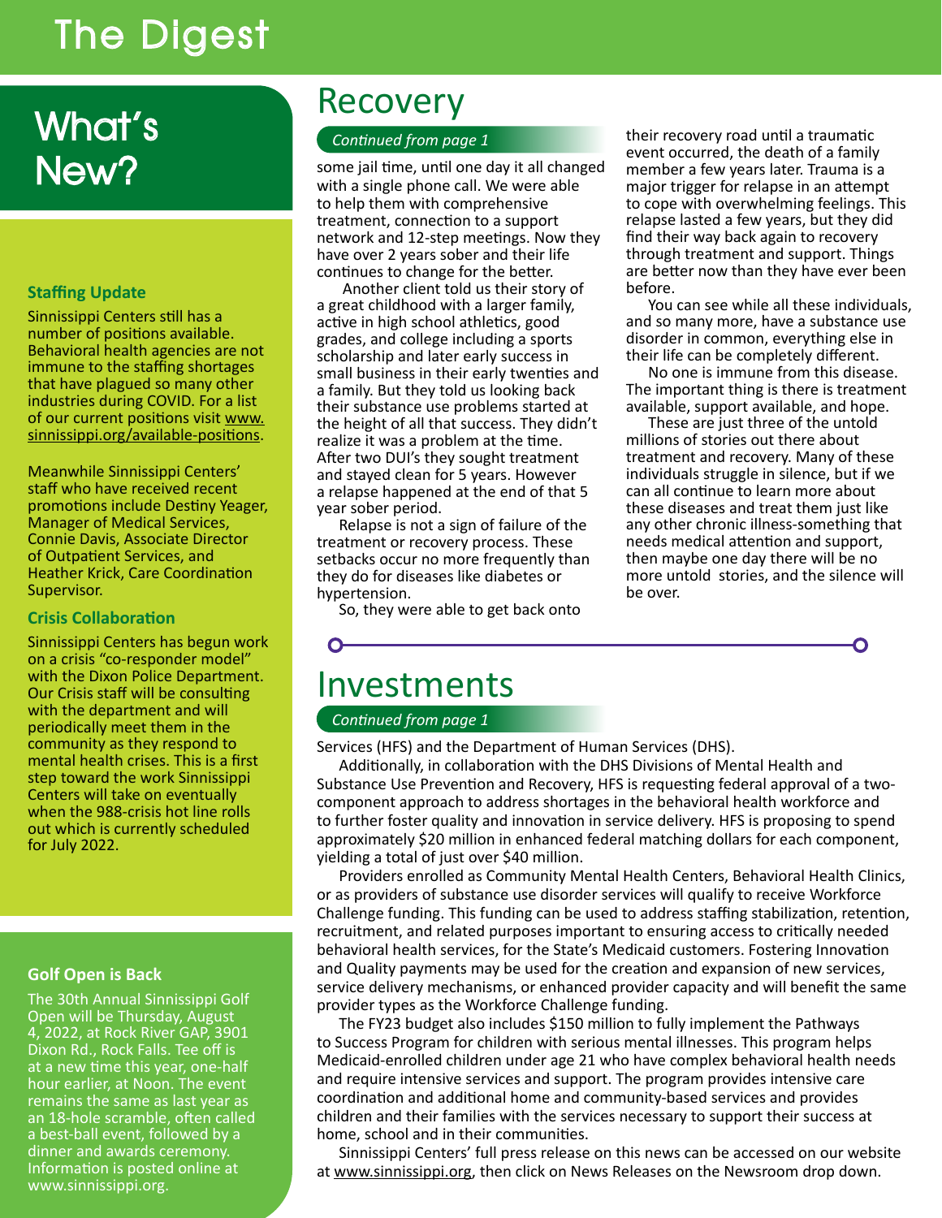# What's New?

### Staffing Update

Sinnissippi Centers still has a number of positions available. Behavioral health agencies are not immune to the staffing shortages that have plagued so many other industries during COVID. For a list of our current positions visit www.sinnissippi.org/available-positions.

Meanwhile Sinnissippi Centers' staff who have received recent promotions include Destiny Yeager, Manager of Medical Services, Connie Davis, Associate Director of Outpatient Services, and Heather Krick, Care Coordination Supervisor.

### Crisis Collaboration

Sinnissippi Centers has begun work on a crisis "co-responder model" with the Dixon Police Department. Our Crisis staff will be consulting with the department and will periodically meet them in the community as they respond to mental health crises. This is a first step toward the work Sinnissippi Centers will take on eventually when the 988-crisis hot line rolls out which is currently scheduled for July 2022.

### Golf Open is Back

The 30th Annual Sinnissippi Golf Open will be Thursday, August 4, 2022, at Rock River GAP, 3901 Dixon Rd., Rock Falls. Tee off is at a new time this year, one-half hour earlier, at Noon. The event remains the same as last year as an 18-hole scramble, often called a best-ball event, followed by a dinner and awards ceremony. Information is posted online at www.sinnissippi.org.

# Recovery

*Continued from page 1*

some jail time, until one day it all changed with a single phone call. We were able to help them with comprehensive treatment, connection to a support network and 12-step meetings. Now they have over 2 years sober and their life continues to change for the better.

Another client told us their story of a great childhood with a larger family, active in high school athletics, good grades, and college including a sports scholarship and later early success in small business in their early twenties and a family. But they told us looking back their substance use problems started at the height of all that success. They didn't realize it was a problem at the time. After two DUI's they sought treatment and stayed clean for 5 years. However a relapse happened at the end of that 5 year sober period.

Relapse is not a sign of failure of the treatment or recovery process. These setbacks occur no more frequently than they do for diseases like diabetes or hypertension.

So, they were able to get back onto their recovery road until a traumatic event occurred, the death of a family member a few years later. Trauma is a major trigger for relapse in an attempt to cope with overwhelming feelings. This relapse lasted a few years, but they did find their way back again to recovery through treatment and support. Things are better now than they have ever been before.

You can see while all these individuals, and so many more, have a substance use disorder in common, everything else in their life can be completely different.

No one is immune from this disease. The important thing is there is treatment available, support available, and hope.

These are just three of the untold millions of stories out there about treatment and recovery. Many of these individuals struggle in silence, but if we can all continue to learn more about these diseases and treat them just like any other chronic illness-something that needs medical attention and support, then maybe one day there will be no more untold stories, and the silence will be over.

# Investments

*Continued from page 1*

Services (HFS) and the Department of Human Services (DHS).

Additionally, in collaboration with the DHS Divisions of Mental Health and Substance Use Prevention and Recovery, HFS is requesting federal approval of a two-component approach to address shortages in the behavioral health workforce and to further foster quality and innovation in service delivery. HFS is proposing to spend approximately $20 million in enhanced federal matching dollars for each component, yielding a total of just over $40 million.

Providers enrolled as Community Mental Health Centers, Behavioral Health Clinics, or as providers of substance use disorder services will qualify to receive Workforce Challenge funding. This funding can be used to address staffing stabilization, retention, recruitment, and related purposes important to ensuring access to critically needed behavioral health services, for the State's Medicaid customers. Fostering Innovation and Quality payments may be used for the creation and expansion of new services, service delivery mechanisms, or enhanced provider capacity and will benefit the same provider types as the Workforce Challenge funding.

The FY23 budget also includes $150 million to fully implement the Pathways to Success Program for children with serious mental illnesses. This program helps Medicaid-enrolled children under age 21 who have complex behavioral health needs and require intensive services and support. The program provides intensive care coordination and additional home and community-based services and provides children and their families with the services necessary to support their success at home, school and in their communities.

Sinnissippi Centers' full press release on this news can be accessed on our website at www.sinnissippi.org, then click on News Releases on the Newsroom drop down.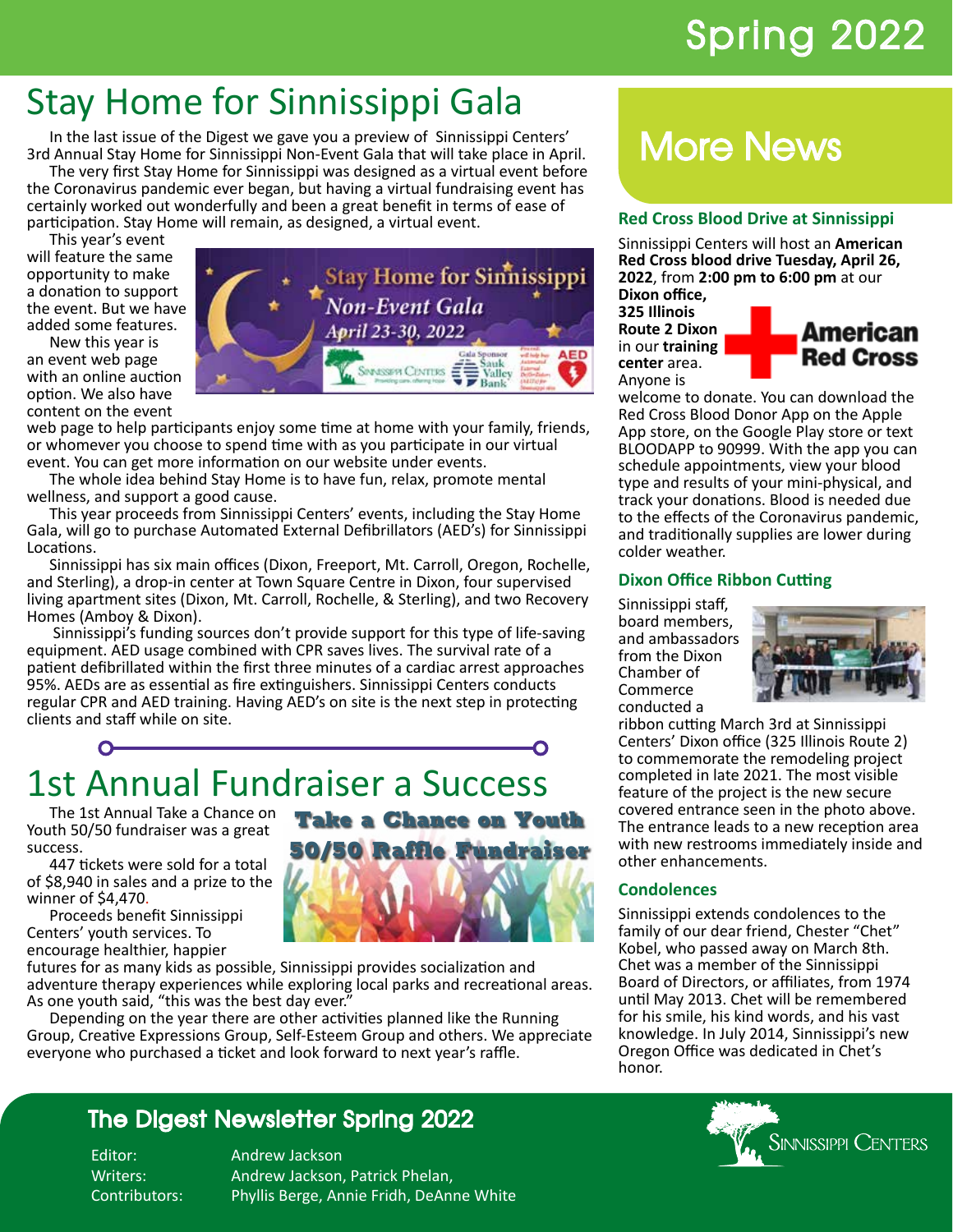# Spring 2022

## Stay Home for Sinnissippi Gala

In the last issue of the Digest we gave you a preview of Sinnissippi Centers' 3rd Annual Stay Home for Sinnissippi Non-Event Gala that will take place in April.

The very first Stay Home for Sinnissippi was designed as a virtual event before the Coronavirus pandemic ever began, but having a virtual fundraising event has certainly worked out wonderfully and been a great benefit in terms of ease of participation. Stay Home will remain, as designed, a virtual event.

This year's event will feature the same opportunity to make a donation to support the event. But we have added some features.

New this year is an event web page with an online auction option. We also have content on the event web page to help participants enjoy some time at home with your family, friends, or whomever you choose to spend time with as you participate in our virtual event. You can get more information on our website under events.

The whole idea behind Stay Home is to have fun, relax, promote mental wellness, and support a good cause.

This year proceeds from Sinnissippi Centers' events, including the Stay Home Gala, will go to purchase Automated External Defibrillators (AED's) for Sinnissippi Locations.

Sinnissippi has six main offices (Dixon, Freeport, Mt. Carroll, Oregon, Rochelle, and Sterling), a drop-in center at Town Square Centre in Dixon, four supervised living apartment sites (Dixon, Mt. Carroll, Rochelle, & Sterling), and two Recovery Homes (Amboy & Dixon).

Sinnissippi's funding sources don't provide support for this type of life-saving equipment. AED usage combined with CPR saves lives. The survival rate of a patient defibrillated within the first three minutes of a cardiac arrest approaches 95%. AEDs are as essential as fire extinguishers. Sinnissippi Centers conducts regular CPR and AED training. Having AED's on site is the next step in protecting clients and staff while on site.

## 1st Annual Fundraiser a Success

The 1st Annual Take a Chance on Youth 50/50 fundraiser was a great success.

447 tickets were sold for a total of $8,940 in sales and a prize to the winner of $4,470.

Proceeds benefit Sinnissippi Centers' youth services. To encourage healthier, happier futures for as many kids as possible, Sinnissippi provides socialization and adventure therapy experiences while exploring local parks and recreational areas. As one youth said, "this was the best day ever."

Depending on the year there are other activities planned like the Running Group, Creative Expressions Group, Self-Esteem Group and others. We appreciate everyone who purchased a ticket and look forward to next year's raffle.

## More News

### Red Cross Blood Drive at Sinnissippi

Sinnissippi Centers will host an **American Red Cross blood drive Tuesday, April 26, 2022**, from **2:00 pm to 6:00 pm** at our **Dixon office, 325 Illinois Route 2 Dixon** in our **training center** area. Anyone is welcome to donate. You can download the Red Cross Blood Donor App on the Apple App store, on the Google Play store or text BLOODAPP to 90999. With the app you can schedule appointments, view your blood type and results of your mini-physical, and track your donations. Blood is needed due to the effects of the Coronavirus pandemic, and traditionally supplies are lower during colder weather.

### Dixon Office Ribbon Cutting

Sinnissippi staff, board members, and ambassadors from the Dixon Chamber of Commerce conducted a ribbon cutting March 3rd at Sinnissippi Centers' Dixon office (325 Illinois Route 2) to commemorate the remodeling project completed in late 2021. The most visible feature of the project is the new secure covered entrance seen in the photo above. The entrance leads to a new reception area with new restrooms immediately inside and other enhancements.

### Condolences

Sinnissippi extends condolences to the family of our dear friend, Chester "Chet" Kobel, who passed away on March 8th. Chet was a member of the Sinnissippi Board of Directors, or affiliates, from 1974 until May 2013. Chet will be remembered for his smile, his kind words, and his vast knowledge. In July 2014, Sinnissippi's new Oregon Office was dedicated in Chet's honor.

### The Digest Newsletter Spring 2022

Editor: Andrew Jackson
Writers: Andrew Jackson, Patrick Phelan,
Contributors: Phyllis Berge, Annie Fridh, DeAnne White

Sinnissippi Centers